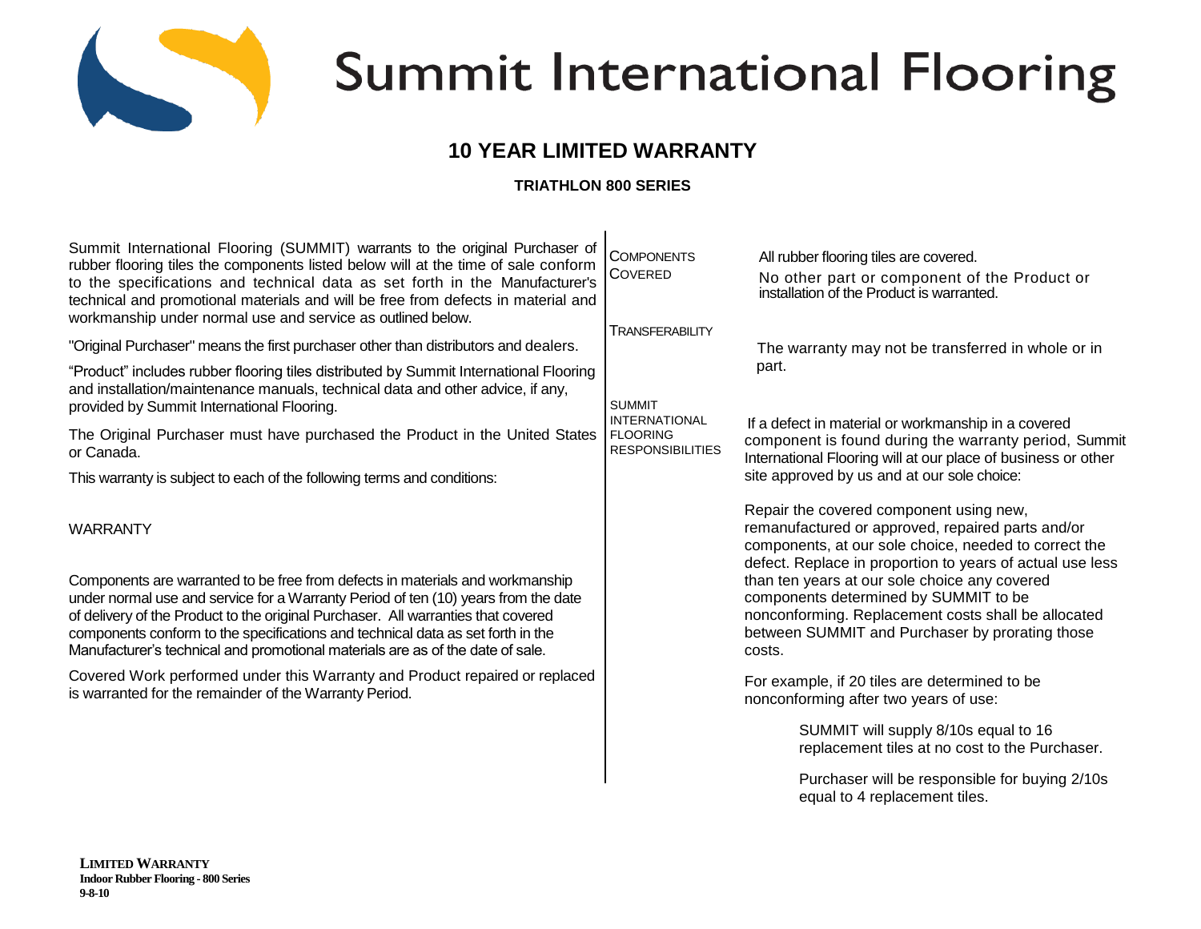# Summit International Flooring

## 10 YEAR LIMITED WARRANTY

### TRIATHLON 800 SERIES

Summit International Flooring (SUMMIT) warrants to the original Purchaser of rubber flooring tiles the components listed below will at the time of sale conform to the specifications and technical data as set forth in the Manufacturer's technical and promotional materials and will be free from defects in material and workmanship under normal use and service as outlined below.

"Original Purchaser" means the first purchaser other than distributors and dealers.

"Product" includes rubber flooring tiles distributed by Summit International Flooring and installation/maintenance manuals, technical data and other advice, if any, provided by Summit International Flooring.

The Original Purchaser must have purchased the Product in the United States or Canada.

This warranty is subject to each of the following terms and conditions:

WARRANTY

Components are warranted to be free from defects in materials and workmanship under normal use and service for a Warranty Period of ten (10) years from the date of delivery of the Product to the original Purchaser. All warranties that covered components conform to the specifications and technical data as set forth in the Manufacturer's technical and promotional materials are as of the date of sale.

Covered Work performed under this Warranty and Product repaired or replaced is warranted for the remainder of the Warranty Period.

COMPONENTS COVERED

All rubber flooring tiles are covered.

No other part or component of the Product or installation of the Product is warranted.

TRANSFERABILITY

The warranty may not be transferred in whole or in part.

SUMMIT INTERNATIONAL FLOORING RESPONSIBILITIES

If a defect in material or workmanship in a covered component is found during the warranty period, Summit International Flooring will at our place of business or other site approved by us and at our sole choice:

Repair the covered component using new, remanufactured or approved, repaired parts and/or components, at our sole choice, needed to correct the defect. Replace in proportion to years of actual use less than ten years at our sole choice any covered components determined by SUMMIT to be nonconforming. Replacement costs shall be allocated between SUMMIT and Purchaser by prorating those costs.

For example, if 20 tiles are determined to be nonconforming after two years of use:

> SUMMIT will supply 8/10s equal to 16 replacement tiles at no cost to the Purchaser.
>
> Purchaser will be responsible for buying 2/10s equal to 4 replacement tiles.

**LIMITED WARRANTY**
**Indoor Rubber Flooring - 800 Series**
**9-8-10**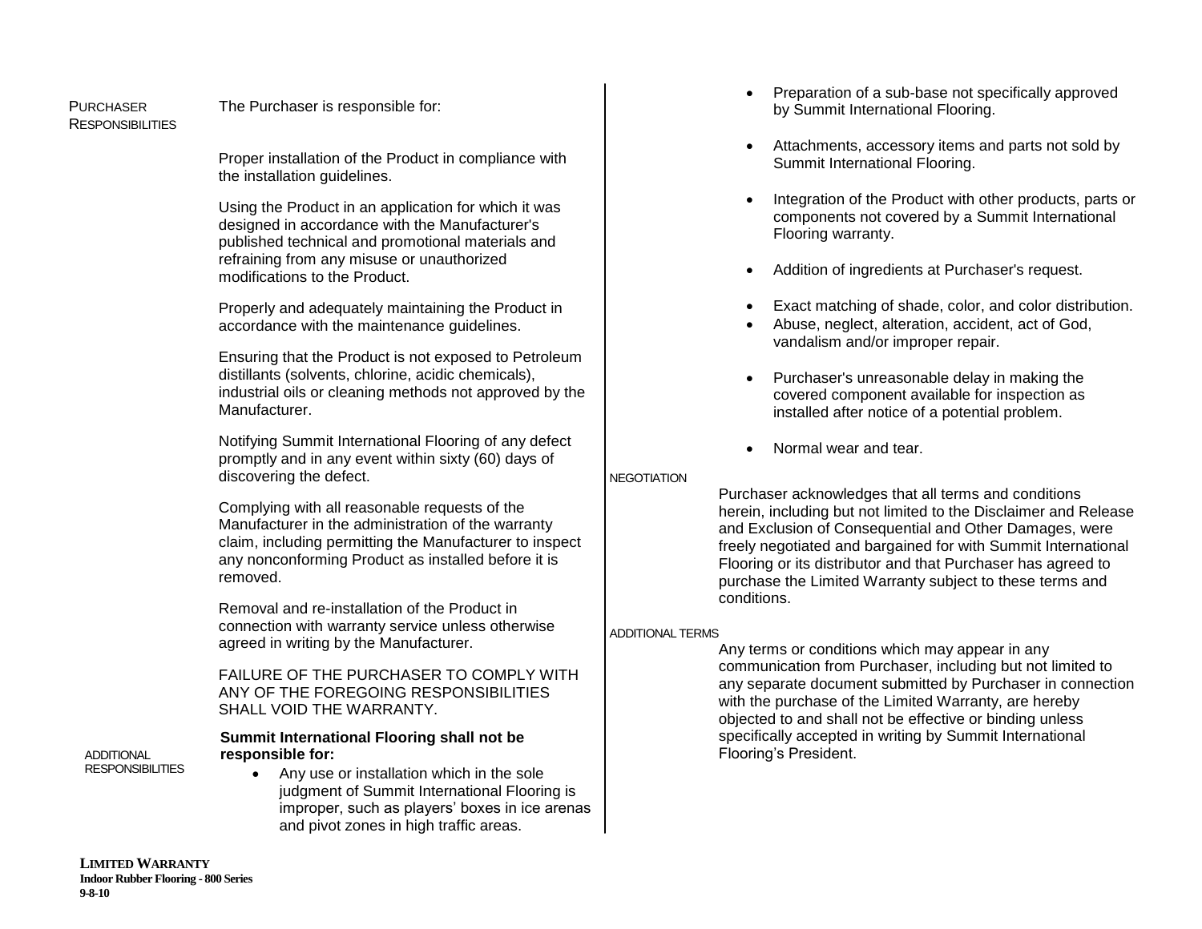**Purchaser Responsibilities**

The Purchaser is responsible for:

Proper installation of the Product in compliance with the installation guidelines.

Using the Product in an application for which it was designed in accordance with the Manufacturer's published technical and promotional materials and refraining from any misuse or unauthorized modifications to the Product.

Properly and adequately maintaining the Product in accordance with the maintenance guidelines.

Ensuring that the Product is not exposed to Petroleum distillants (solvents, chlorine, acidic chemicals), industrial oils or cleaning methods not approved by the Manufacturer.

Notifying Summit International Flooring of any defect promptly and in any event within sixty (60) days of discovering the defect.

Complying with all reasonable requests of the Manufacturer in the administration of the warranty claim, including permitting the Manufacturer to inspect any nonconforming Product as installed before it is removed.

Removal and re-installation of the Product in connection with warranty service unless otherwise agreed in writing by the Manufacturer.

FAILURE OF THE PURCHASER TO COMPLY WITH ANY OF THE FOREGOING RESPONSIBILITIES SHALL VOID THE WARRANTY.

**Additional Responsibilities**

**Summit International Flooring shall not be responsible for:**

- Any use or installation which in the sole judgment of Summit International Flooring is improper, such as players' boxes in ice arenas and pivot zones in high traffic areas.
- Preparation of a sub-base not specifically approved by Summit International Flooring.
- Attachments, accessory items and parts not sold by Summit International Flooring.
- Integration of the Product with other products, parts or components not covered by a Summit International Flooring warranty.
- Addition of ingredients at Purchaser's request.
- Exact matching of shade, color, and color distribution.
- Abuse, neglect, alteration, accident, act of God, vandalism and/or improper repair.
- Purchaser's unreasonable delay in making the covered component available for inspection as installed after notice of a potential problem.
- Normal wear and tear.

**Negotiation**

Purchaser acknowledges that all terms and conditions herein, including but not limited to the Disclaimer and Release and Exclusion of Consequential and Other Damages, were freely negotiated and bargained for with Summit International Flooring or its distributor and that Purchaser has agreed to purchase the Limited Warranty subject to these terms and conditions.

**Additional Terms**

Any terms or conditions which may appear in any communication from Purchaser, including but not limited to any separate document submitted by Purchaser in connection with the purchase of the Limited Warranty, are hereby objected to and shall not be effective or binding unless specifically accepted in writing by Summit International Flooring's President.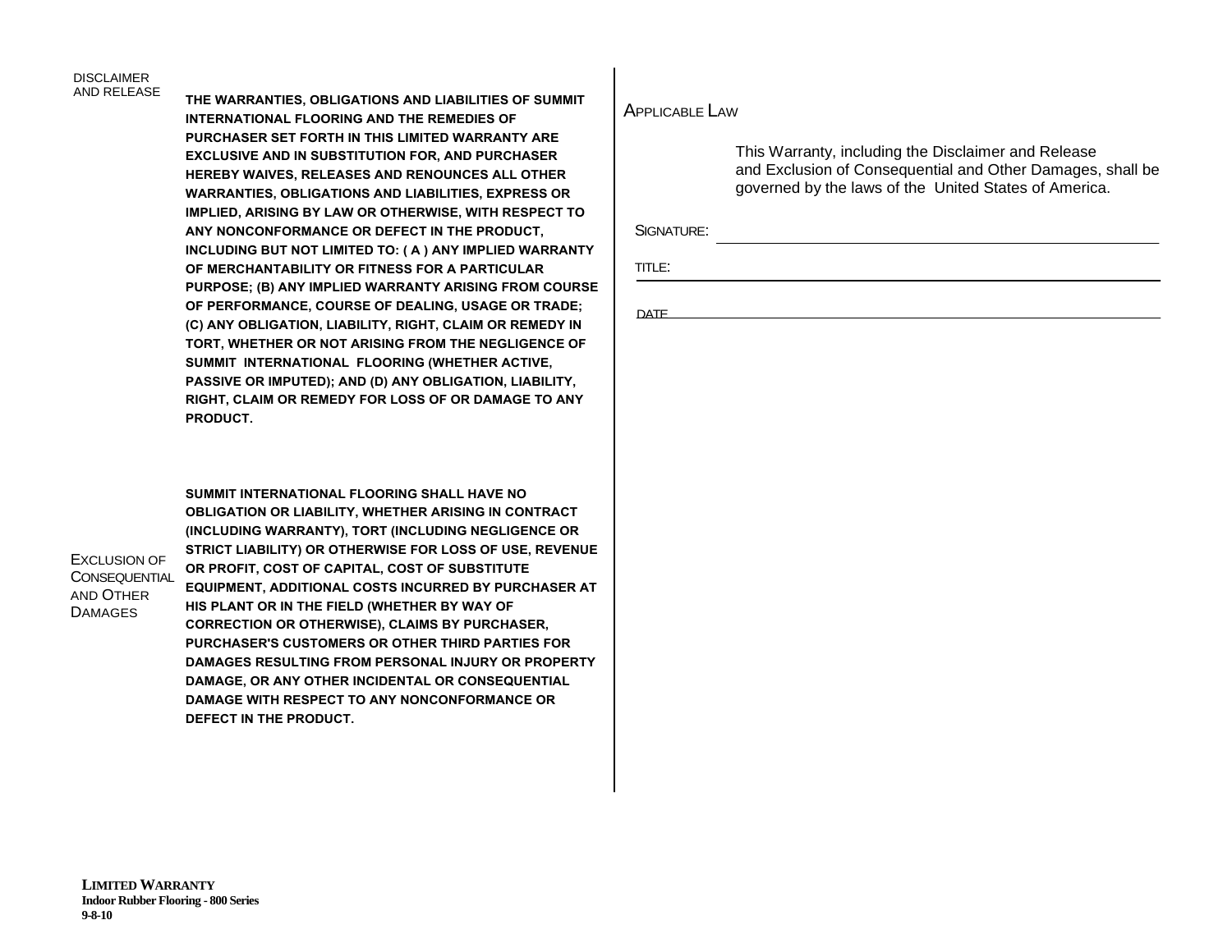## DISCLAIMER AND RELEASE

**THE WARRANTIES, OBLIGATIONS AND LIABILITIES OF SUMMIT INTERNATIONAL FLOORING AND THE REMEDIES OF PURCHASER SET FORTH IN THIS LIMITED WARRANTY ARE EXCLUSIVE AND IN SUBSTITUTION FOR, AND PURCHASER HEREBY WAIVES, RELEASES AND RENOUNCES ALL OTHER WARRANTIES, OBLIGATIONS AND LIABILITIES, EXPRESS OR IMPLIED, ARISING BY LAW OR OTHERWISE, WITH RESPECT TO ANY NONCONFORMANCE OR DEFECT IN THE PRODUCT, INCLUDING BUT NOT LIMITED TO: ( A ) ANY IMPLIED WARRANTY OF MERCHANTABILITY OR FITNESS FOR A PARTICULAR PURPOSE; (B) ANY IMPLIED WARRANTY ARISING FROM COURSE OF PERFORMANCE, COURSE OF DEALING, USAGE OR TRADE; (C) ANY OBLIGATION, LIABILITY, RIGHT, CLAIM OR REMEDY IN TORT, WHETHER OR NOT ARISING FROM THE NEGLIGENCE OF SUMMIT INTERNATIONAL FLOORING (WHETHER ACTIVE, PASSIVE OR IMPUTED); AND (D) ANY OBLIGATION, LIABILITY, RIGHT, CLAIM OR REMEDY FOR LOSS OF OR DAMAGE TO ANY PRODUCT.**

## EXCLUSION OF CONSEQUENTIAL AND OTHER DAMAGES

**SUMMIT INTERNATIONAL FLOORING SHALL HAVE NO OBLIGATION OR LIABILITY, WHETHER ARISING IN CONTRACT (INCLUDING WARRANTY), TORT (INCLUDING NEGLIGENCE OR STRICT LIABILITY) OR OTHERWISE FOR LOSS OF USE, REVENUE OR PROFIT, COST OF CAPITAL, COST OF SUBSTITUTE EQUIPMENT, ADDITIONAL COSTS INCURRED BY PURCHASER AT HIS PLANT OR IN THE FIELD (WHETHER BY WAY OF CORRECTION OR OTHERWISE), CLAIMS BY PURCHASER, PURCHASER'S CUSTOMERS OR OTHER THIRD PARTIES FOR DAMAGES RESULTING FROM PERSONAL INJURY OR PROPERTY DAMAGE, OR ANY OTHER INCIDENTAL OR CONSEQUENTIAL DAMAGE WITH RESPECT TO ANY NONCONFORMANCE OR DEFECT IN THE PRODUCT.**

## APPLICABLE LAW

This Warranty, including the Disclaimer and Release and Exclusion of Consequential and Other Damages, shall be governed by the laws of the United States of America.

SIGNATURE: ______________________________

TITLE: ______________________________

DATE ______________________________

**LIMITED WARRANTY**
**Indoor Rubber Flooring - 800 Series**
**9-8-10**